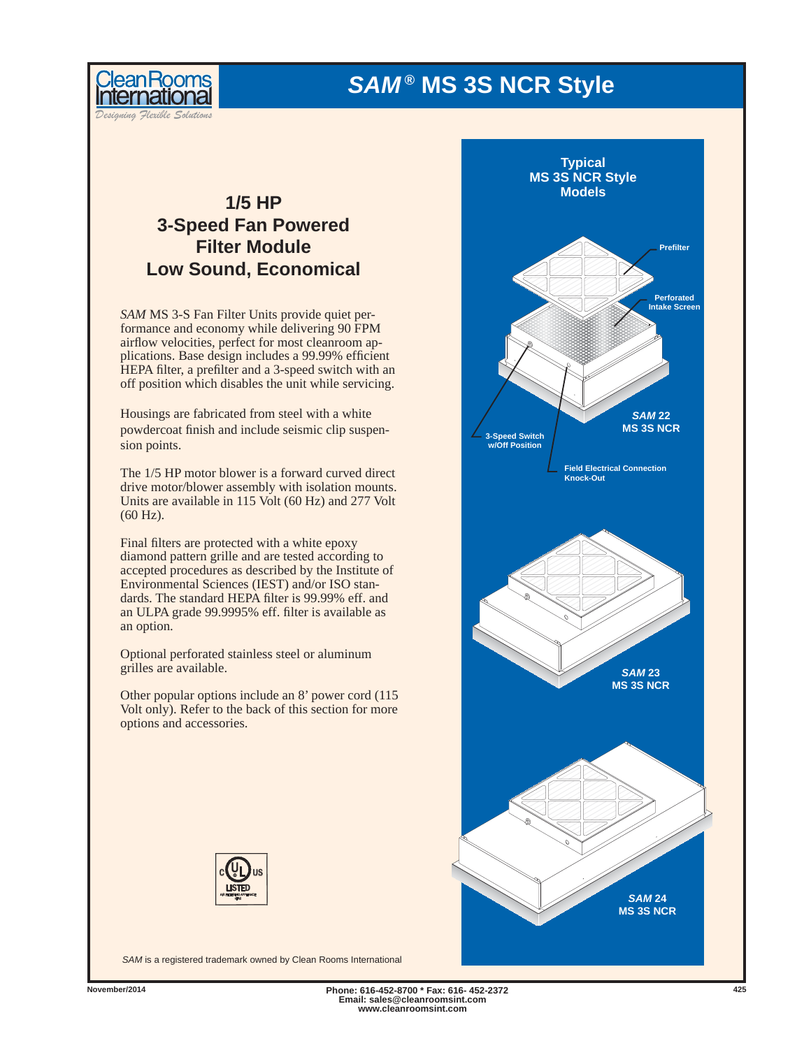# *SAM*® MS 3S NCR Style

Clean Rooms International

*Designing Flexible Solutions*

## 1/5 HP
## 3-Speed Fan Powered Filter Module
## Low Sound, Economical

*SAM* MS 3-S Fan Filter Units provide quiet performance and economy while delivering 90 FPM airflow velocities, perfect for most cleanroom applications. Base design includes a 99.99% efficient HEPA filter, a prefilter and a 3-speed switch with an off position which disables the unit while servicing.

Housings are fabricated from steel with a white powdercoat finish and include seismic clip suspension points.

The 1/5 HP motor blower is a forward curved direct drive motor/blower assembly with isolation mounts. Units are available in 115 Volt (60 Hz) and 277 Volt (60 Hz).

Final filters are protected with a white epoxy diamond pattern grille and are tested according to accepted procedures as described by the Institute of Environmental Sciences (IEST) and/or ISO standards. The standard HEPA filter is 99.99% eff. and an ULPA grade 99.9995% eff. filter is available as an option.

Optional perforated stainless steel or aluminum grilles are available.

Other popular options include an 8' power cord (115 Volt only). Refer to the back of this section for more options and accessories.

c UL us LISTED

**Typical MS 3S NCR Style Models**

Prefilter

Perforated Intake Screen

3-Speed Switch w/Off Position

Field Electrical Connection Knock-Out

*SAM* 22 MS 3S NCR

*SAM* 23 MS 3S NCR

*SAM* 24 MS 3S NCR

*SAM* is a registered trademark owned by Clean Rooms International

November/2014

Phone: 616-452-8700 * Fax: 616- 452-2372
Email: sales@cleanroomsint.com
www.cleanroomsint.com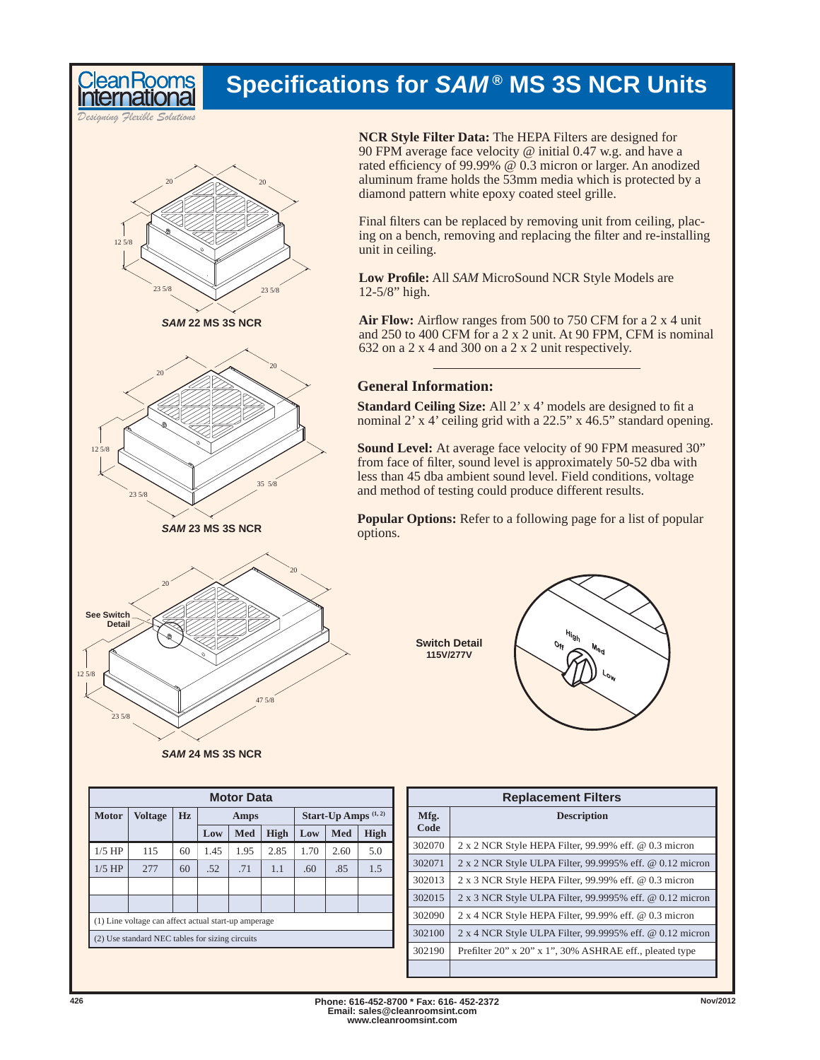# Specifications for *SAM*® MS 3S NCR Units

**NCR Style Filter Data:** The HEPA Filters are designed for 90 FPM average face velocity @ initial 0.47 w.g. and have a rated efficiency of 99.99% @ 0.3 micron or larger. An anodized aluminum frame holds the 53mm media which is protected by a diamond pattern white epoxy coated steel grille.

Final filters can be replaced by removing unit from ceiling, placing on a bench, removing and replacing the filter and re-installing unit in ceiling.

**Low Profile:** All *SAM* MicroSound NCR Style Models are 12-5/8" high.

**Air Flow:** Airflow ranges from 500 to 750 CFM for a 2 x 4 unit and 250 to 400 CFM for a 2 x 2 unit. At 90 FPM, CFM is nominal 632 on a 2 x 4 and 300 on a 2 x 2 unit respectively.

## General Information:

**Standard Ceiling Size:** All 2' x 4' models are designed to fit a nominal 2' x 4' ceiling grid with a 22.5" x 46.5" standard opening.

**Sound Level:** At average face velocity of 90 FPM measured 30" from face of filter, sound level is approximately 50-52 dba with less than 45 dba ambient sound level. Field conditions, voltage and method of testing could produce different results.

**Popular Options:** Refer to a following page for a list of popular options.

20, 20, 12 5/8, 23 5/8, 23 5/8

*SAM* 22 MS 3S NCR

20, 20, 12 5/8, 23 5/8, 35 5/8

*SAM* 23 MS 3S NCR

20, 20, See Switch Detail, 12 5/8, 23 5/8, 47 5/8

*SAM* 24 MS 3S NCR

Switch Detail 115V/277V

High, Med, Low, Off

| Motor Data | | | | | | | | |
|---|---|---|---|---|---|---|---|---|
| Motor | Voltage | Hz | Amps | | | Start-Up Amps (1, 2) | | |
| | | | Low | Med | High | Low | Med | High |
| 1/5 HP | 115 | 60 | 1.45 | 1.95 | 2.85 | 1.70 | 2.60 | 5.0 |
| 1/5 HP | 277 | 60 | .52 | .71 | 1.1 | .60 | .85 | 1.5 |

(1) Line voltage can affect actual start-up amperage

(2) Use standard NEC tables for sizing circuits

| Replacement Filters | |
|---|---|
| Mfg. Code | Description |
| 302070 | 2 x 2 NCR Style HEPA Filter, 99.99% eff. @ 0.3 micron |
| 302071 | 2 x 2 NCR Style ULPA Filter, 99.9995% eff. @ 0.12 micron |
| 302013 | 2 x 3 NCR Style HEPA Filter, 99.99% eff. @ 0.3 micron |
| 302015 | 2 x 3 NCR Style ULPA Filter, 99.9995% eff. @ 0.12 micron |
| 302090 | 2 x 4 NCR Style HEPA Filter, 99.99% eff. @ 0.3 micron |
| 302100 | 2 x 4 NCR Style ULPA Filter, 99.9995% eff. @ 0.12 micron |
| 302190 | Prefilter 20" x 20" x 1", 30% ASHRAE eff., pleated type |

Phone: 616-452-8700 * Fax: 616- 452-2372
Email: sales@cleanroomsint.com
www.cleanroomsint.com

Nov/2012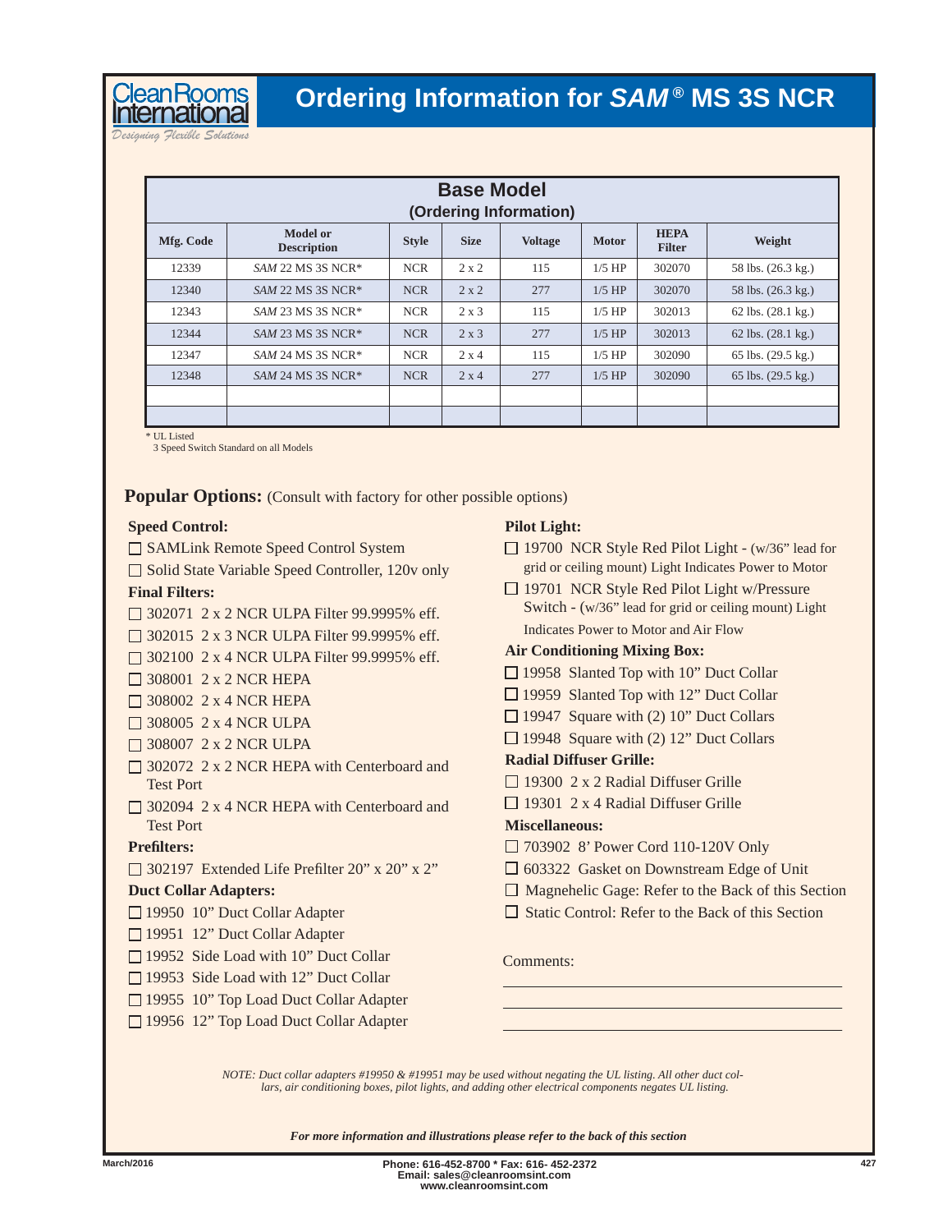# Ordering Information for *SAM*® MS 3S NCR

Clean Rooms International
*Designing Flexible Solutions*

## Base Model
### (Ordering Information)

| Mfg. Code | Model or Description | Style | Size | Voltage | Motor | HEPA Filter | Weight |
|---|---|---|---|---|---|---|---|
| 12339 | *SAM* 22 MS 3S NCR* | NCR | 2 x 2 | 115 | 1/5 HP | 302070 | 58 lbs. (26.3 kg.) |
| 12340 | *SAM* 22 MS 3S NCR* | NCR | 2 x 2 | 277 | 1/5 HP | 302070 | 58 lbs. (26.3 kg.) |
| 12343 | *SAM* 23 MS 3S NCR* | NCR | 2 x 3 | 115 | 1/5 HP | 302013 | 62 lbs. (28.1 kg.) |
| 12344 | *SAM* 23 MS 3S NCR* | NCR | 2 x 3 | 277 | 1/5 HP | 302013 | 62 lbs. (28.1 kg.) |
| 12347 | *SAM* 24 MS 3S NCR* | NCR | 2 x 4 | 115 | 1/5 HP | 302090 | 65 lbs. (29.5 kg.) |
| 12348 | *SAM* 24 MS 3S NCR* | NCR | 2 x 4 | 277 | 1/5 HP | 302090 | 65 lbs. (29.5 kg.) |
| | | | | | | | |
| | | | | | | | |

\* UL Listed
3 Speed Switch Standard on all Models

**Popular Options:** (Consult with factory for other possible options)

**Speed Control:**
- ☐ SAMLink Remote Speed Control System
- ☐ Solid State Variable Speed Controller, 120v only

**Final Filters:**
- ☐ 302071 2 x 2 NCR ULPA Filter 99.9995% eff.
- ☐ 302015 2 x 3 NCR ULPA Filter 99.9995% eff.
- ☐ 302100 2 x 4 NCR ULPA Filter 99.9995% eff.
- ☐ 308001 2 x 2 NCR HEPA
- ☐ 308002 2 x 4 NCR HEPA
- ☐ 308005 2 x 4 NCR ULPA
- ☐ 308007 2 x 2 NCR ULPA
- ☐ 302072 2 x 2 NCR HEPA with Centerboard and Test Port
- ☐ 302094 2 x 4 NCR HEPA with Centerboard and Test Port

**Prefilters:**
- ☐ 302197 Extended Life Prefilter 20" x 20" x 2"

**Duct Collar Adapters:**
- ☐ 19950 10" Duct Collar Adapter
- ☐ 19951 12" Duct Collar Adapter
- ☐ 19952 Side Load with 10" Duct Collar
- ☐ 19953 Side Load with 12" Duct Collar
- ☐ 19955 10" Top Load Duct Collar Adapter
- ☐ 19956 12" Top Load Duct Collar Adapter

**Pilot Light:**
- ☐ 19700 NCR Style Red Pilot Light - (w/36" lead for grid or ceiling mount) Light Indicates Power to Motor
- ☐ 19701 NCR Style Red Pilot Light w/Pressure Switch - (w/36" lead for grid or ceiling mount) Light Indicates Power to Motor and Air Flow

**Air Conditioning Mixing Box:**
- ☐ 19958 Slanted Top with 10" Duct Collar
- ☐ 19959 Slanted Top with 12" Duct Collar
- ☐ 19947 Square with (2) 10" Duct Collars
- ☐ 19948 Square with (2) 12" Duct Collars

**Radial Diffuser Grille:**
- ☐ 19300 2 x 2 Radial Diffuser Grille
- ☐ 19301 2 x 4 Radial Diffuser Grille

**Miscellaneous:**
- ☐ 703902 8' Power Cord 110-120V Only
- ☐ 603322 Gasket on Downstream Edge of Unit
- ☐ Magnehelic Gage: Refer to the Back of this Section
- ☐ Static Control: Refer to the Back of this Section

Comments:

______________________________

______________________________

______________________________

*NOTE: Duct collar adapters #19950 & #19951 may be used without negating the UL listing. All other duct collars, air conditioning boxes, pilot lights, and adding other electrical components negates UL listing.*

***For more information and illustrations please refer to the back of this section***

March/2016

Phone: 616-452-8700 * Fax: 616- 452-2372
Email: sales@cleanroomsint.com
www.cleanroomsint.com